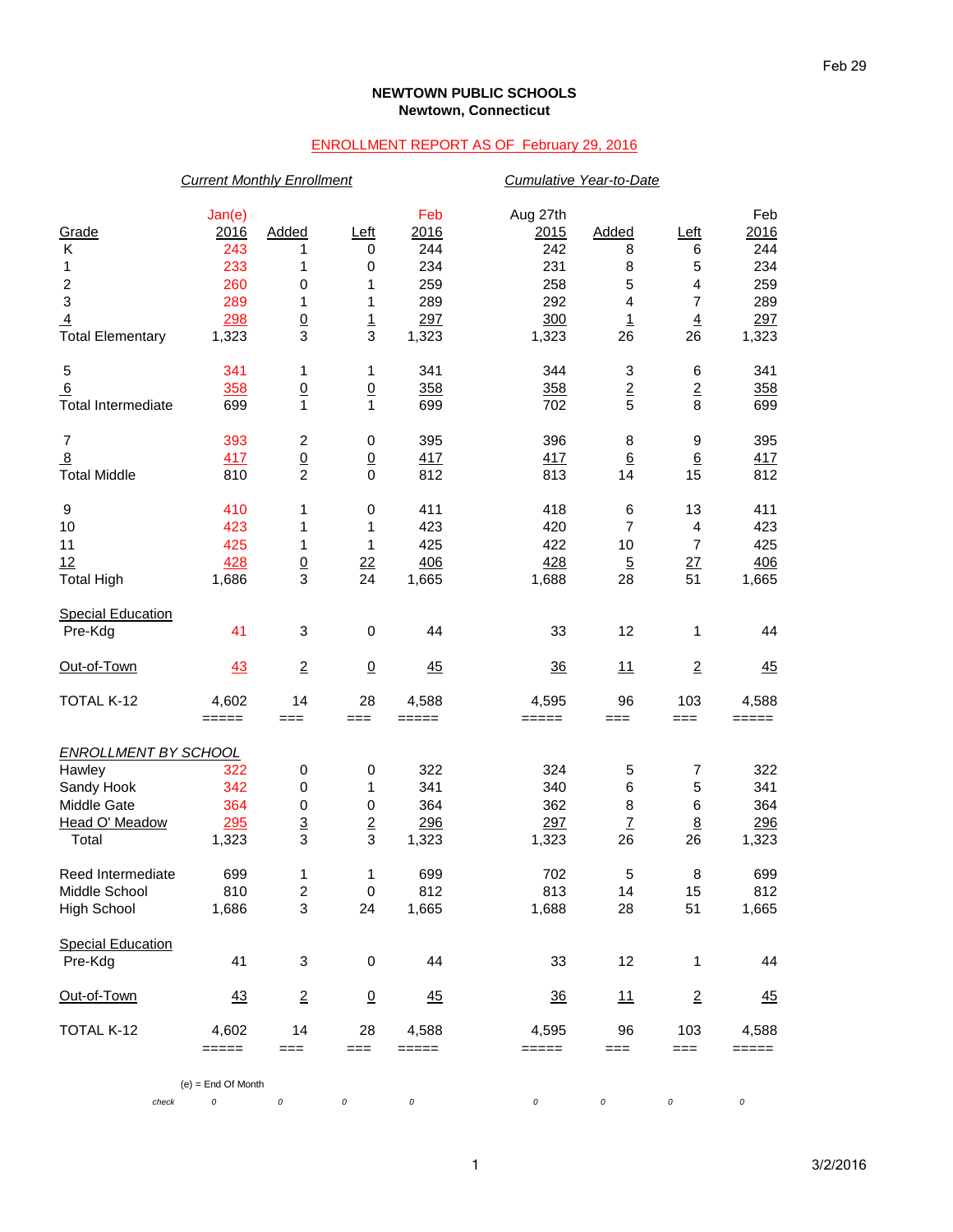**NEWTOWN PUBLIC SCHOOLS**
**Newtown, Connecticut**

ENROLLMENT REPORT AS OF February 29, 2016

| | *Current Monthly Enrollment* | | | | *Cumulative Year-to-Date* | | | |
|---|---|---|---|---|---|---|---|---|
| Grade | Jan(e) 2016 | Added | Left | Feb 2016 | Aug 27th 2015 | Added | Left | Feb 2016 |
| K | 243 | 1 | 0 | 244 | 242 | 8 | 6 | 244 |
| 1 | 233 | 1 | 0 | 234 | 231 | 8 | 5 | 234 |
| 2 | 260 | 0 | 1 | 259 | 258 | 5 | 4 | 259 |
| 3 | 289 | 1 | 1 | 289 | 292 | 4 | 7 | 289 |
| 4 | 298 | 0 | 1 | 297 | 300 | 1 | 4 | 297 |
| Total Elementary | 1,323 | 3 | 3 | 1,323 | 1,323 | 26 | 26 | 1,323 |
| 5 | 341 | 1 | 1 | 341 | 344 | 3 | 6 | 341 |
| 6 | 358 | 0 | 0 | 358 | 358 | 2 | 2 | 358 |
| Total Intermediate | 699 | 1 | 1 | 699 | 702 | 5 | 8 | 699 |
| 7 | 393 | 2 | 0 | 395 | 396 | 8 | 9 | 395 |
| 8 | 417 | 0 | 0 | 417 | 417 | 6 | 6 | 417 |
| Total Middle | 810 | 2 | 0 | 812 | 813 | 14 | 15 | 812 |
| 9 | 410 | 1 | 0 | 411 | 418 | 6 | 13 | 411 |
| 10 | 423 | 1 | 1 | 423 | 420 | 7 | 4 | 423 |
| 11 | 425 | 1 | 1 | 425 | 422 | 10 | 7 | 425 |
| 12 | 428 | 0 | 22 | 406 | 428 | 5 | 27 | 406 |
| Total High | 1,686 | 3 | 24 | 1,665 | 1,688 | 28 | 51 | 1,665 |
| Special Education | | | | | | | | |
| Pre-Kdg | 41 | 3 | 0 | 44 | 33 | 12 | 1 | 44 |
| Out-of-Town | 43 | 2 | 0 | 45 | 36 | 11 | 2 | 45 |
| TOTAL K-12 | 4,602 | 14 | 28 | 4,588 | 4,595 | 96 | 103 | 4,588 |

| *ENROLLMENT BY SCHOOL* | Jan(e) 2016 | Added | Left | Feb 2016 | Aug 27th 2015 | Added | Left | Feb 2016 |
|---|---|---|---|---|---|---|---|---|
| Hawley | 322 | 0 | 0 | 322 | 324 | 5 | 7 | 322 |
| Sandy Hook | 342 | 0 | 1 | 341 | 340 | 6 | 5 | 341 |
| Middle Gate | 364 | 0 | 0 | 364 | 362 | 8 | 6 | 364 |
| Head O' Meadow | 295 | 3 | 2 | 296 | 297 | 7 | 8 | 296 |
| Total | 1,323 | 3 | 3 | 1,323 | 1,323 | 26 | 26 | 1,323 |
| Reed Intermediate | 699 | 1 | 1 | 699 | 702 | 5 | 8 | 699 |
| Middle School | 810 | 2 | 0 | 812 | 813 | 14 | 15 | 812 |
| High School | 1,686 | 3 | 24 | 1,665 | 1,688 | 28 | 51 | 1,665 |
| Special Education | | | | | | | | |
| Pre-Kdg | 41 | 3 | 0 | 44 | 33 | 12 | 1 | 44 |
| Out-of-Town | 43 | 2 | 0 | 45 | 36 | 11 | 2 | 45 |
| TOTAL K-12 | 4,602 | 14 | 28 | 4,588 | 4,595 | 96 | 103 | 4,588 |
| *check* | 0 | 0 | 0 | 0 | 0 | 0 | 0 | 0 |

(e) = End Of Month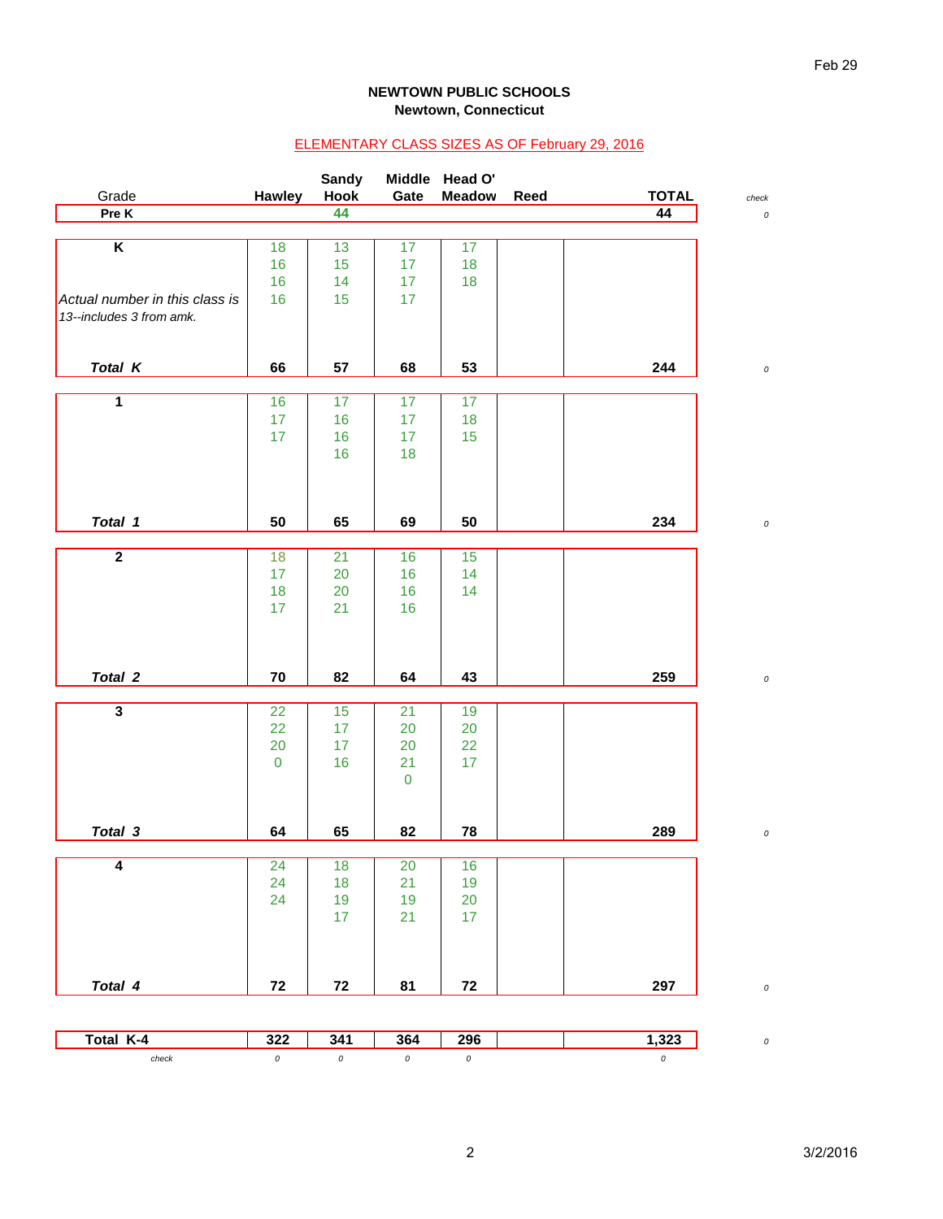Feb 29

**NEWTOWN PUBLIC SCHOOLS**
**Newtown, Connecticut**

ELEMENTARY CLASS SIZES AS OF February 29, 2016

| Grade | Hawley | Sandy Hook | Middle Gate | Head O' Meadow | Reed | TOTAL | check |
|---|---|---|---|---|---|---|---|
| **Pre K** | | 44 | | | | **44** | 0 |
| **K** | 18 | 13 | 17 | 17 | | | |
| | 16 | 15 | 17 | 18 | | | |
| | 16 | 14 | 17 | 18 | | | |
| *Actual number in this class is 13--includes 3 from amk.* | 16 | 15 | 17 | | | | |
| ***Total K*** | **66** | **57** | **68** | **53** | | **244** | 0 |
| **1** | 16 | 17 | 17 | 17 | | | |
| | 17 | 16 | 17 | 18 | | | |
| | 17 | 16 | 17 | 15 | | | |
| | | 16 | 18 | | | | |
| ***Total 1*** | **50** | **65** | **69** | **50** | | **234** | 0 |
| **2** | 18 | 21 | 16 | 15 | | | |
| | 17 | 20 | 16 | 14 | | | |
| | 18 | 20 | 16 | 14 | | | |
| | 17 | 21 | 16 | | | | |
| ***Total 2*** | **70** | **82** | **64** | **43** | | **259** | 0 |
| **3** | 22 | 15 | 21 | 19 | | | |
| | 22 | 17 | 20 | 20 | | | |
| | 20 | 17 | 20 | 22 | | | |
| | 0 | 16 | 21 | 17 | | | |
| | | | 0 | | | | |
| ***Total 3*** | **64** | **65** | **82** | **78** | | **289** | 0 |
| **4** | 24 | 18 | 20 | 16 | | | |
| | 24 | 18 | 21 | 19 | | | |
| | 24 | 19 | 19 | 20 | | | |
| | | 17 | 21 | 17 | | | |
| ***Total 4*** | **72** | **72** | **81** | **72** | | **297** | 0 |
| **Total K-4** | **322** | **341** | **364** | **296** | | **1,323** | 0 |
| *check* | *0* | *0* | *0* | *0* | | *0* | |

3/2/2016